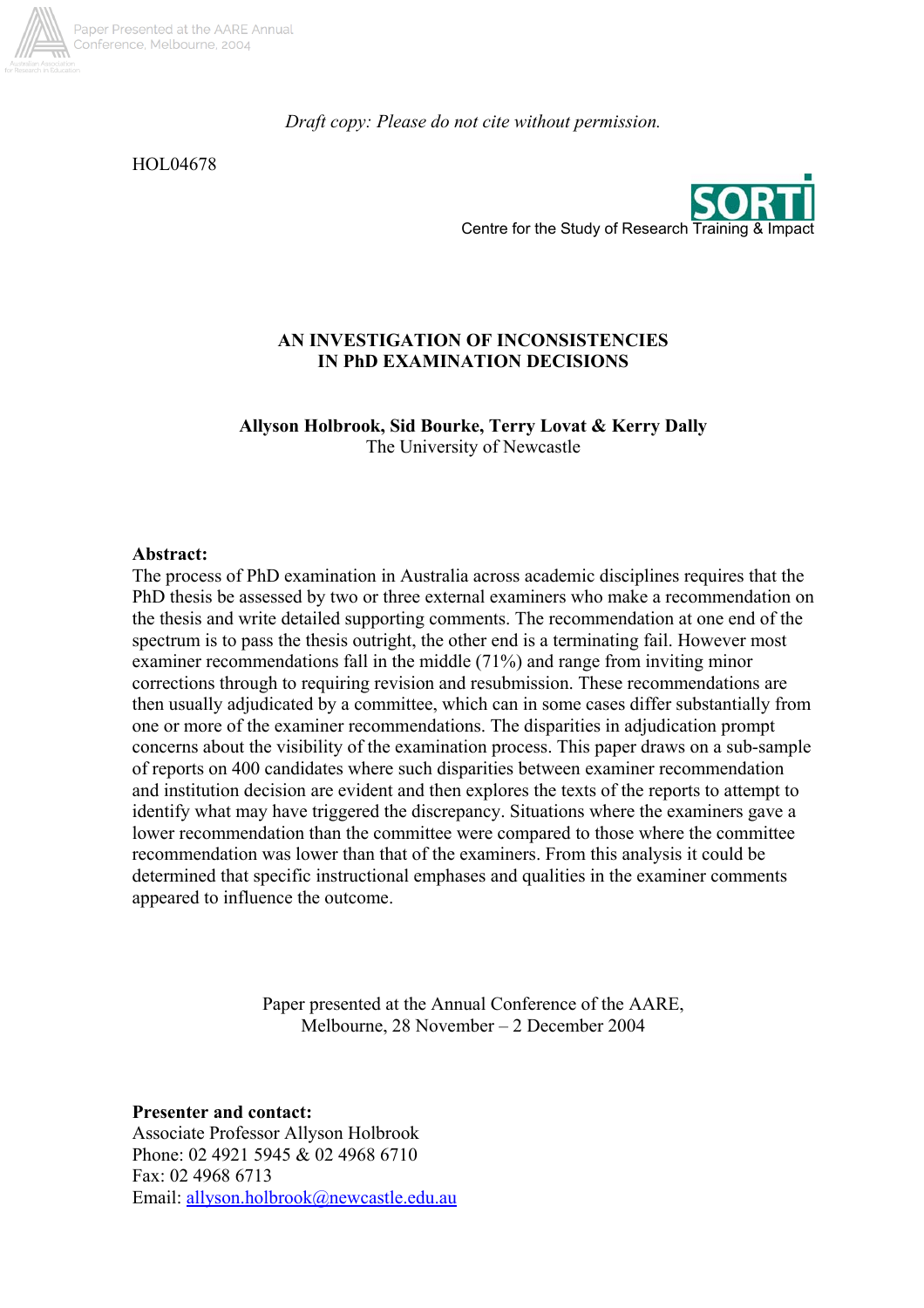*Draft copy: Please do not cite without permission.*

HOL04678

Centre for the Study of Research Training & Impact

# AN INVESTIGATION OF INCONSISTENCIES IN PhD EXAMINATION DECISIONS

**Allyson Holbrook, Sid Bourke, Terry Lovat & Kerry Dally**
The University of Newcastle

**Abstract:**
The process of PhD examination in Australia across academic disciplines requires that the PhD thesis be assessed by two or three external examiners who make a recommendation on the thesis and write detailed supporting comments. The recommendation at one end of the spectrum is to pass the thesis outright, the other end is a terminating fail. However most examiner recommendations fall in the middle (71%) and range from inviting minor corrections through to requiring revision and resubmission. These recommendations are then usually adjudicated by a committee, which can in some cases differ substantially from one or more of the examiner recommendations. The disparities in adjudication prompt concerns about the visibility of the examination process. This paper draws on a sub-sample of reports on 400 candidates where such disparities between examiner recommendation and institution decision are evident and then explores the texts of the reports to attempt to identify what may have triggered the discrepancy. Situations where the examiners gave a lower recommendation than the committee were compared to those where the committee recommendation was lower than that of the examiners. From this analysis it could be determined that specific instructional emphases and qualities in the examiner comments appeared to influence the outcome.

Paper presented at the Annual Conference of the AARE,
Melbourne, 28 November – 2 December 2004

**Presenter and contact:**
Associate Professor Allyson Holbrook
Phone: 02 4921 5945 & 02 4968 6710
Fax: 02 4968 6713
Email: allyson.holbrook@newcastle.edu.au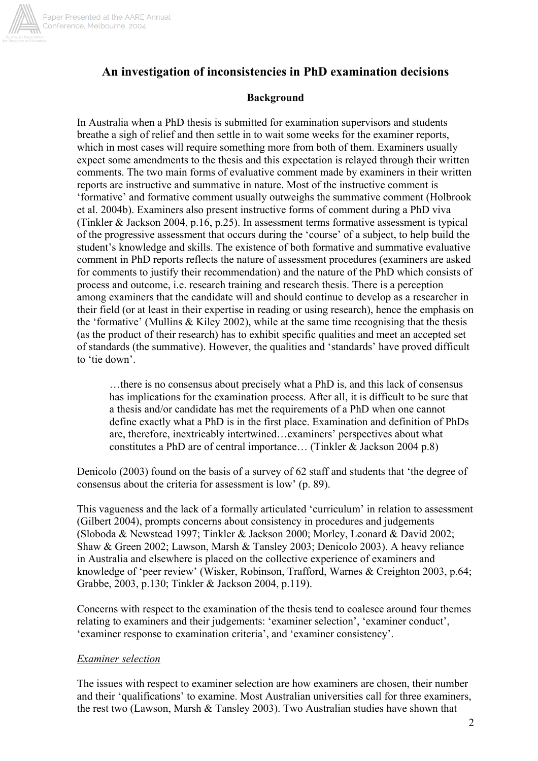# An investigation of inconsistencies in PhD examination decisions

## Background

In Australia when a PhD thesis is submitted for examination supervisors and students breathe a sigh of relief and then settle in to wait some weeks for the examiner reports, which in most cases will require something more from both of them. Examiners usually expect some amendments to the thesis and this expectation is relayed through their written comments. The two main forms of evaluative comment made by examiners in their written reports are instructive and summative in nature. Most of the instructive comment is 'formative' and formative comment usually outweighs the summative comment (Holbrook et al. 2004b). Examiners also present instructive forms of comment during a PhD viva (Tinkler & Jackson 2004, p.16, p.25). In assessment terms formative assessment is typical of the progressive assessment that occurs during the 'course' of a subject, to help build the student's knowledge and skills. The existence of both formative and summative evaluative comment in PhD reports reflects the nature of assessment procedures (examiners are asked for comments to justify their recommendation) and the nature of the PhD which consists of process and outcome, i.e. research training and research thesis. There is a perception among examiners that the candidate will and should continue to develop as a researcher in their field (or at least in their expertise in reading or using research), hence the emphasis on the 'formative' (Mullins & Kiley 2002), while at the same time recognising that the thesis (as the product of their research) has to exhibit specific qualities and meet an accepted set of standards (the summative). However, the qualities and 'standards' have proved difficult to 'tie down'.

> …there is no consensus about precisely what a PhD is, and this lack of consensus has implications for the examination process. After all, it is difficult to be sure that a thesis and/or candidate has met the requirements of a PhD when one cannot define exactly what a PhD is in the first place. Examination and definition of PhDs are, therefore, inextricably intertwined…examiners' perspectives about what constitutes a PhD are of central importance… (Tinkler & Jackson 2004 p.8)

Denicolo (2003) found on the basis of a survey of 62 staff and students that 'the degree of consensus about the criteria for assessment is low' (p. 89).

This vagueness and the lack of a formally articulated 'curriculum' in relation to assessment (Gilbert 2004), prompts concerns about consistency in procedures and judgements (Sloboda & Newstead 1997; Tinkler & Jackson 2000; Morley, Leonard & David 2002; Shaw & Green 2002; Lawson, Marsh & Tansley 2003; Denicolo 2003). A heavy reliance in Australia and elsewhere is placed on the collective experience of examiners and knowledge of 'peer review' (Wisker, Robinson, Trafford, Warnes & Creighton 2003, p.64; Grabbe, 2003, p.130; Tinkler & Jackson 2004, p.119).

Concerns with respect to the examination of the thesis tend to coalesce around four themes relating to examiners and their judgements: 'examiner selection', 'examiner conduct', 'examiner response to examination criteria', and 'examiner consistency'.

### *Examiner selection*

The issues with respect to examiner selection are how examiners are chosen, their number and their 'qualifications' to examine. Most Australian universities call for three examiners, the rest two (Lawson, Marsh & Tansley 2003). Two Australian studies have shown that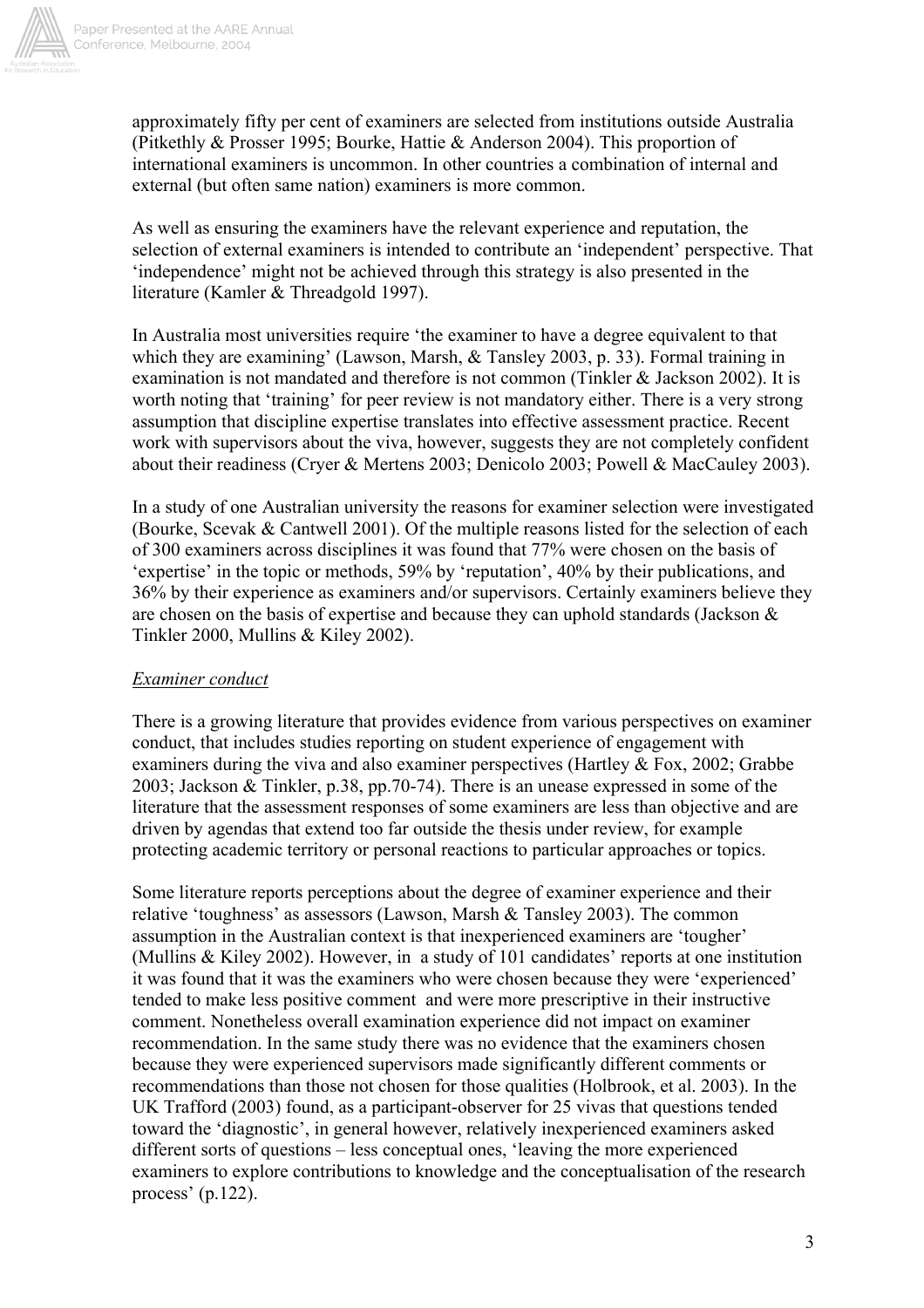approximately fifty per cent of examiners are selected from institutions outside Australia (Pitkethly & Prosser 1995; Bourke, Hattie & Anderson 2004). This proportion of international examiners is uncommon. In other countries a combination of internal and external (but often same nation) examiners is more common.

As well as ensuring the examiners have the relevant experience and reputation, the selection of external examiners is intended to contribute an 'independent' perspective. That 'independence' might not be achieved through this strategy is also presented in the literature (Kamler & Threadgold 1997).

In Australia most universities require 'the examiner to have a degree equivalent to that which they are examining' (Lawson, Marsh, & Tansley 2003, p. 33). Formal training in examination is not mandated and therefore is not common (Tinkler & Jackson 2002). It is worth noting that 'training' for peer review is not mandatory either. There is a very strong assumption that discipline expertise translates into effective assessment practice. Recent work with supervisors about the viva, however, suggests they are not completely confident about their readiness (Cryer & Mertens 2003; Denicolo 2003; Powell & MacCauley 2003).

In a study of one Australian university the reasons for examiner selection were investigated (Bourke, Scevak & Cantwell 2001). Of the multiple reasons listed for the selection of each of 300 examiners across disciplines it was found that 77% were chosen on the basis of 'expertise' in the topic or methods, 59% by 'reputation', 40% by their publications, and 36% by their experience as examiners and/or supervisors. Certainly examiners believe they are chosen on the basis of expertise and because they can uphold standards (Jackson & Tinkler 2000, Mullins & Kiley 2002).

*Examiner conduct*

There is a growing literature that provides evidence from various perspectives on examiner conduct, that includes studies reporting on student experience of engagement with examiners during the viva and also examiner perspectives (Hartley & Fox, 2002; Grabbe 2003; Jackson & Tinkler, p.38, pp.70-74). There is an unease expressed in some of the literature that the assessment responses of some examiners are less than objective and are driven by agendas that extend too far outside the thesis under review, for example protecting academic territory or personal reactions to particular approaches or topics.

Some literature reports perceptions about the degree of examiner experience and their relative 'toughness' as assessors (Lawson, Marsh & Tansley 2003). The common assumption in the Australian context is that inexperienced examiners are 'tougher' (Mullins & Kiley 2002). However, in a study of 101 candidates' reports at one institution it was found that it was the examiners who were chosen because they were 'experienced' tended to make less positive comment and were more prescriptive in their instructive comment. Nonetheless overall examination experience did not impact on examiner recommendation. In the same study there was no evidence that the examiners chosen because they were experienced supervisors made significantly different comments or recommendations than those not chosen for those qualities (Holbrook, et al. 2003). In the UK Trafford (2003) found, as a participant-observer for 25 vivas that questions tended toward the 'diagnostic', in general however, relatively inexperienced examiners asked different sorts of questions – less conceptual ones, 'leaving the more experienced examiners to explore contributions to knowledge and the conceptualisation of the research process' (p.122).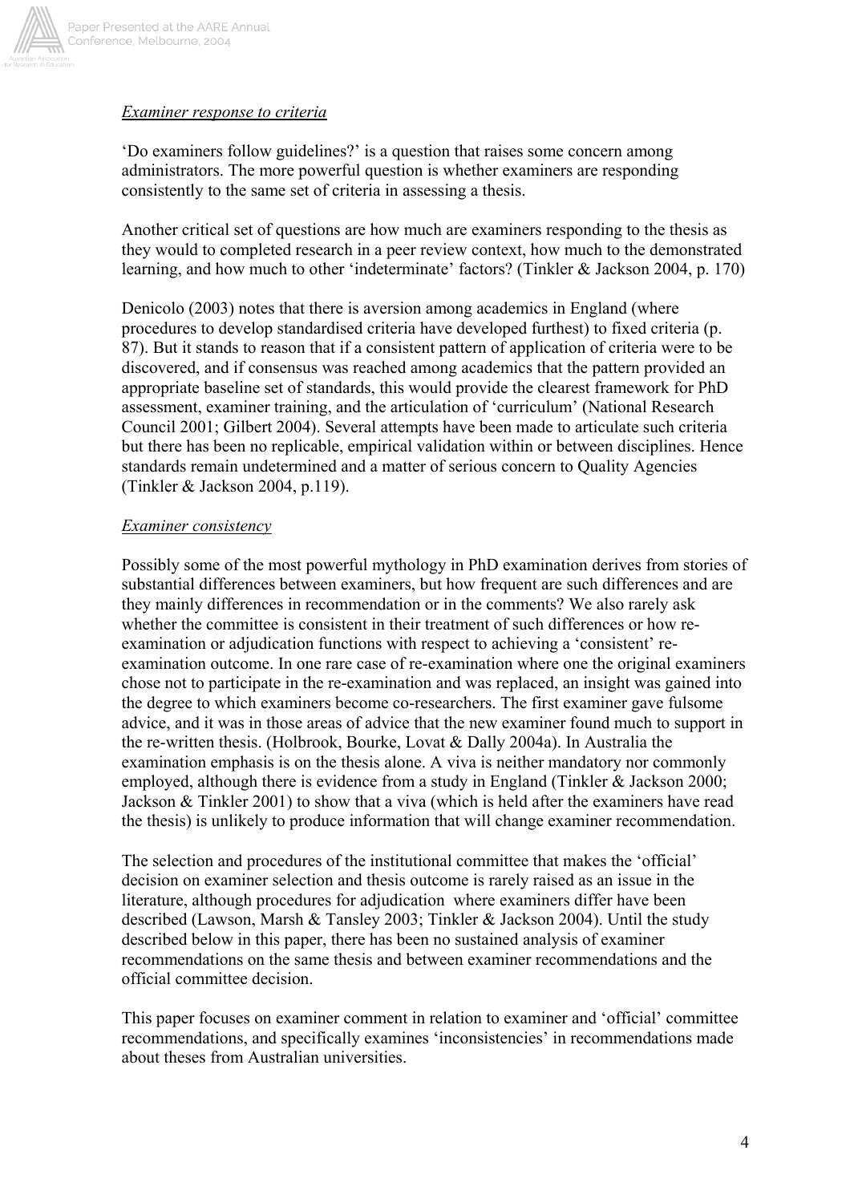*Examiner response to criteria*

'Do examiners follow guidelines?' is a question that raises some concern among administrators. The more powerful question is whether examiners are responding consistently to the same set of criteria in assessing a thesis.

Another critical set of questions are how much are examiners responding to the thesis as they would to completed research in a peer review context, how much to the demonstrated learning, and how much to other 'indeterminate' factors? (Tinkler & Jackson 2004, p. 170)

Denicolo (2003) notes that there is aversion among academics in England (where procedures to develop standardised criteria have developed furthest) to fixed criteria (p. 87). But it stands to reason that if a consistent pattern of application of criteria were to be discovered, and if consensus was reached among academics that the pattern provided an appropriate baseline set of standards, this would provide the clearest framework for PhD assessment, examiner training, and the articulation of 'curriculum' (National Research Council 2001; Gilbert 2004). Several attempts have been made to articulate such criteria but there has been no replicable, empirical validation within or between disciplines. Hence standards remain undetermined and a matter of serious concern to Quality Agencies (Tinkler & Jackson 2004, p.119).

*Examiner consistency*

Possibly some of the most powerful mythology in PhD examination derives from stories of substantial differences between examiners, but how frequent are such differences and are they mainly differences in recommendation or in the comments? We also rarely ask whether the committee is consistent in their treatment of such differences or how re-examination or adjudication functions with respect to achieving a 'consistent' re-examination outcome. In one rare case of re-examination where one the original examiners chose not to participate in the re-examination and was replaced, an insight was gained into the degree to which examiners become co-researchers. The first examiner gave fulsome advice, and it was in those areas of advice that the new examiner found much to support in the re-written thesis. (Holbrook, Bourke, Lovat & Dally 2004a). In Australia the examination emphasis is on the thesis alone. A viva is neither mandatory nor commonly employed, although there is evidence from a study in England (Tinkler & Jackson 2000; Jackson & Tinkler 2001) to show that a viva (which is held after the examiners have read the thesis) is unlikely to produce information that will change examiner recommendation.

The selection and procedures of the institutional committee that makes the 'official' decision on examiner selection and thesis outcome is rarely raised as an issue in the literature, although procedures for adjudication where examiners differ have been described (Lawson, Marsh & Tansley 2003; Tinkler & Jackson 2004). Until the study described below in this paper, there has been no sustained analysis of examiner recommendations on the same thesis and between examiner recommendations and the official committee decision.

This paper focuses on examiner comment in relation to examiner and 'official' committee recommendations, and specifically examines 'inconsistencies' in recommendations made about theses from Australian universities.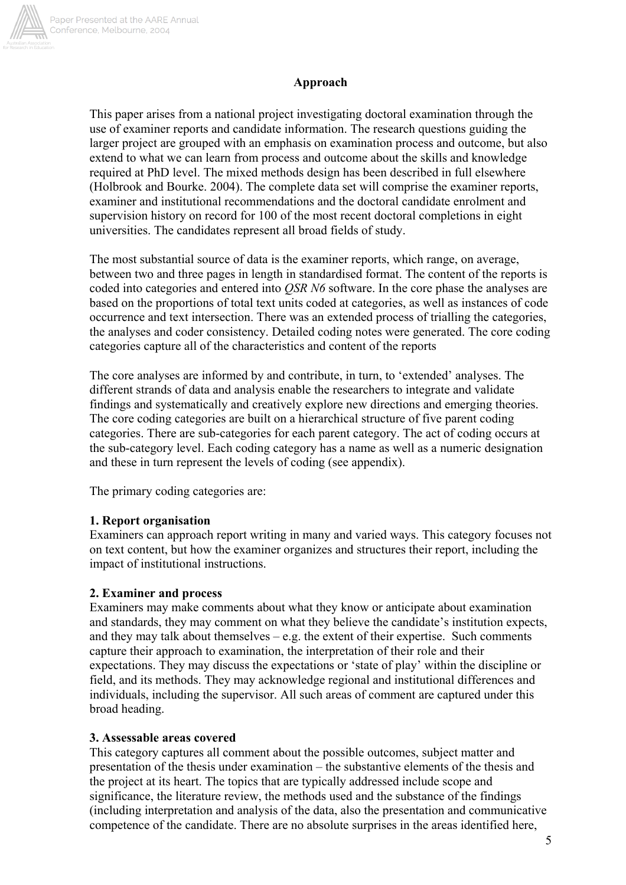## Approach

This paper arises from a national project investigating doctoral examination through the use of examiner reports and candidate information. The research questions guiding the larger project are grouped with an emphasis on examination process and outcome, but also extend to what we can learn from process and outcome about the skills and knowledge required at PhD level. The mixed methods design has been described in full elsewhere (Holbrook and Bourke. 2004). The complete data set will comprise the examiner reports, examiner and institutional recommendations and the doctoral candidate enrolment and supervision history on record for 100 of the most recent doctoral completions in eight universities. The candidates represent all broad fields of study.

The most substantial source of data is the examiner reports, which range, on average, between two and three pages in length in standardised format. The content of the reports is coded into categories and entered into *QSR N6* software. In the core phase the analyses are based on the proportions of total text units coded at categories, as well as instances of code occurrence and text intersection. There was an extended process of trialling the categories, the analyses and coder consistency. Detailed coding notes were generated. The core coding categories capture all of the characteristics and content of the reports

The core analyses are informed by and contribute, in turn, to 'extended' analyses. The different strands of data and analysis enable the researchers to integrate and validate findings and systematically and creatively explore new directions and emerging theories. The core coding categories are built on a hierarchical structure of five parent coding categories. There are sub-categories for each parent category. The act of coding occurs at the sub-category level. Each coding category has a name as well as a numeric designation and these in turn represent the levels of coding (see appendix).

The primary coding categories are:

**1. Report organisation**
Examiners can approach report writing in many and varied ways. This category focuses not on text content, but how the examiner organizes and structures their report, including the impact of institutional instructions.

**2. Examiner and process**
Examiners may make comments about what they know or anticipate about examination and standards, they may comment on what they believe the candidate's institution expects, and they may talk about themselves – e.g. the extent of their expertise. Such comments capture their approach to examination, the interpretation of their role and their expectations. They may discuss the expectations or 'state of play' within the discipline or field, and its methods. They may acknowledge regional and institutional differences and individuals, including the supervisor. All such areas of comment are captured under this broad heading.

**3. Assessable areas covered**
This category captures all comment about the possible outcomes, subject matter and presentation of the thesis under examination – the substantive elements of the thesis and the project at its heart. The topics that are typically addressed include scope and significance, the literature review, the methods used and the substance of the findings (including interpretation and analysis of the data, also the presentation and communicative competence of the candidate. There are no absolute surprises in the areas identified here,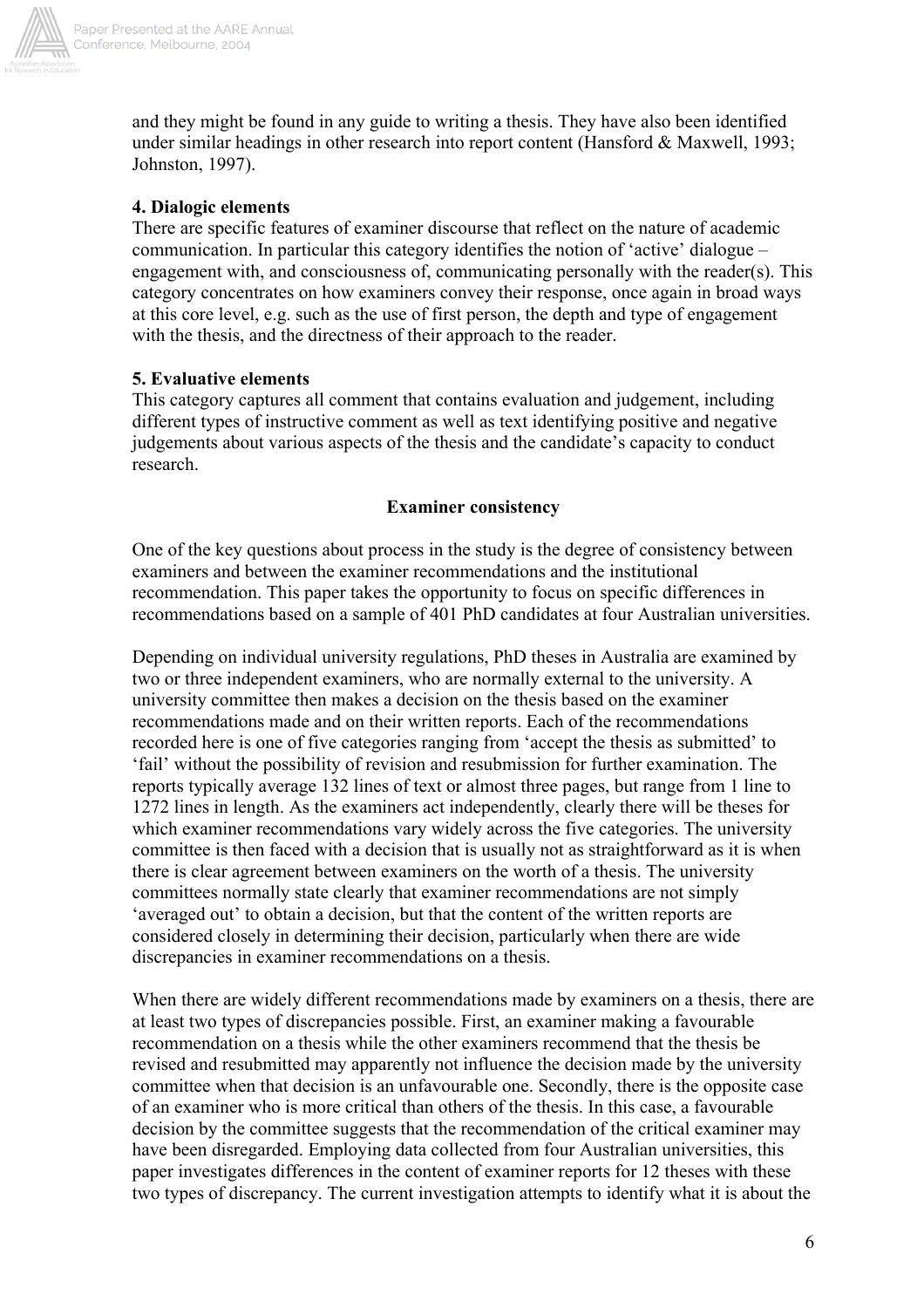and they might be found in any guide to writing a thesis. They have also been identified under similar headings in other research into report content (Hansford & Maxwell, 1993; Johnston, 1997).

**4. Dialogic elements**

There are specific features of examiner discourse that reflect on the nature of academic communication. In particular this category identifies the notion of 'active' dialogue – engagement with, and consciousness of, communicating personally with the reader(s). This category concentrates on how examiners convey their response, once again in broad ways at this core level, e.g. such as the use of first person, the depth and type of engagement with the thesis, and the directness of their approach to the reader.

**5. Evaluative elements**

This category captures all comment that contains evaluation and judgement, including different types of instructive comment as well as text identifying positive and negative judgements about various aspects of the thesis and the candidate's capacity to conduct research.

## Examiner consistency

One of the key questions about process in the study is the degree of consistency between examiners and between the examiner recommendations and the institutional recommendation. This paper takes the opportunity to focus on specific differences in recommendations based on a sample of 401 PhD candidates at four Australian universities.

Depending on individual university regulations, PhD theses in Australia are examined by two or three independent examiners, who are normally external to the university. A university committee then makes a decision on the thesis based on the examiner recommendations made and on their written reports. Each of the recommendations recorded here is one of five categories ranging from 'accept the thesis as submitted' to 'fail' without the possibility of revision and resubmission for further examination. The reports typically average 132 lines of text or almost three pages, but range from 1 line to 1272 lines in length. As the examiners act independently, clearly there will be theses for which examiner recommendations vary widely across the five categories. The university committee is then faced with a decision that is usually not as straightforward as it is when there is clear agreement between examiners on the worth of a thesis. The university committees normally state clearly that examiner recommendations are not simply 'averaged out' to obtain a decision, but that the content of the written reports are considered closely in determining their decision, particularly when there are wide discrepancies in examiner recommendations on a thesis.

When there are widely different recommendations made by examiners on a thesis, there are at least two types of discrepancies possible. First, an examiner making a favourable recommendation on a thesis while the other examiners recommend that the thesis be revised and resubmitted may apparently not influence the decision made by the university committee when that decision is an unfavourable one. Secondly, there is the opposite case of an examiner who is more critical than others of the thesis. In this case, a favourable decision by the committee suggests that the recommendation of the critical examiner may have been disregarded. Employing data collected from four Australian universities, this paper investigates differences in the content of examiner reports for 12 theses with these two types of discrepancy. The current investigation attempts to identify what it is about the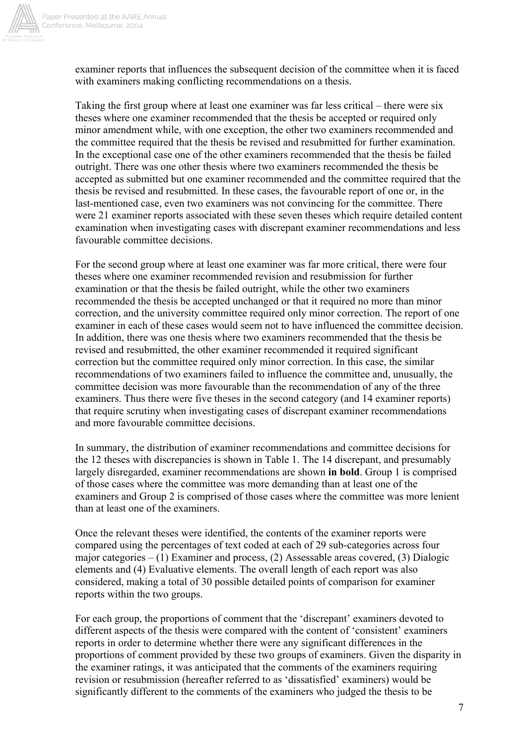examiner reports that influences the subsequent decision of the committee when it is faced with examiners making conflicting recommendations on a thesis.

Taking the first group where at least one examiner was far less critical – there were six theses where one examiner recommended that the thesis be accepted or required only minor amendment while, with one exception, the other two examiners recommended and the committee required that the thesis be revised and resubmitted for further examination. In the exceptional case one of the other examiners recommended that the thesis be failed outright. There was one other thesis where two examiners recommended the thesis be accepted as submitted but one examiner recommended and the committee required that the thesis be revised and resubmitted. In these cases, the favourable report of one or, in the last-mentioned case, even two examiners was not convincing for the committee. There were 21 examiner reports associated with these seven theses which require detailed content examination when investigating cases with discrepant examiner recommendations and less favourable committee decisions.

For the second group where at least one examiner was far more critical, there were four theses where one examiner recommended revision and resubmission for further examination or that the thesis be failed outright, while the other two examiners recommended the thesis be accepted unchanged or that it required no more than minor correction, and the university committee required only minor correction. The report of one examiner in each of these cases would seem not to have influenced the committee decision. In addition, there was one thesis where two examiners recommended that the thesis be revised and resubmitted, the other examiner recommended it required significant correction but the committee required only minor correction. In this case, the similar recommendations of two examiners failed to influence the committee and, unusually, the committee decision was more favourable than the recommendation of any of the three examiners. Thus there were five theses in the second category (and 14 examiner reports) that require scrutiny when investigating cases of discrepant examiner recommendations and more favourable committee decisions.

In summary, the distribution of examiner recommendations and committee decisions for the 12 theses with discrepancies is shown in Table 1. The 14 discrepant, and presumably largely disregarded, examiner recommendations are shown **in bold**. Group 1 is comprised of those cases where the committee was more demanding than at least one of the examiners and Group 2 is comprised of those cases where the committee was more lenient than at least one of the examiners.

Once the relevant theses were identified, the contents of the examiner reports were compared using the percentages of text coded at each of 29 sub-categories across four major categories – (1) Examiner and process, (2) Assessable areas covered, (3) Dialogic elements and (4) Evaluative elements. The overall length of each report was also considered, making a total of 30 possible detailed points of comparison for examiner reports within the two groups.

For each group, the proportions of comment that the 'discrepant' examiners devoted to different aspects of the thesis were compared with the content of 'consistent' examiners reports in order to determine whether there were any significant differences in the proportions of comment provided by these two groups of examiners. Given the disparity in the examiner ratings, it was anticipated that the comments of the examiners requiring revision or resubmission (hereafter referred to as 'dissatisfied' examiners) would be significantly different to the comments of the examiners who judged the thesis to be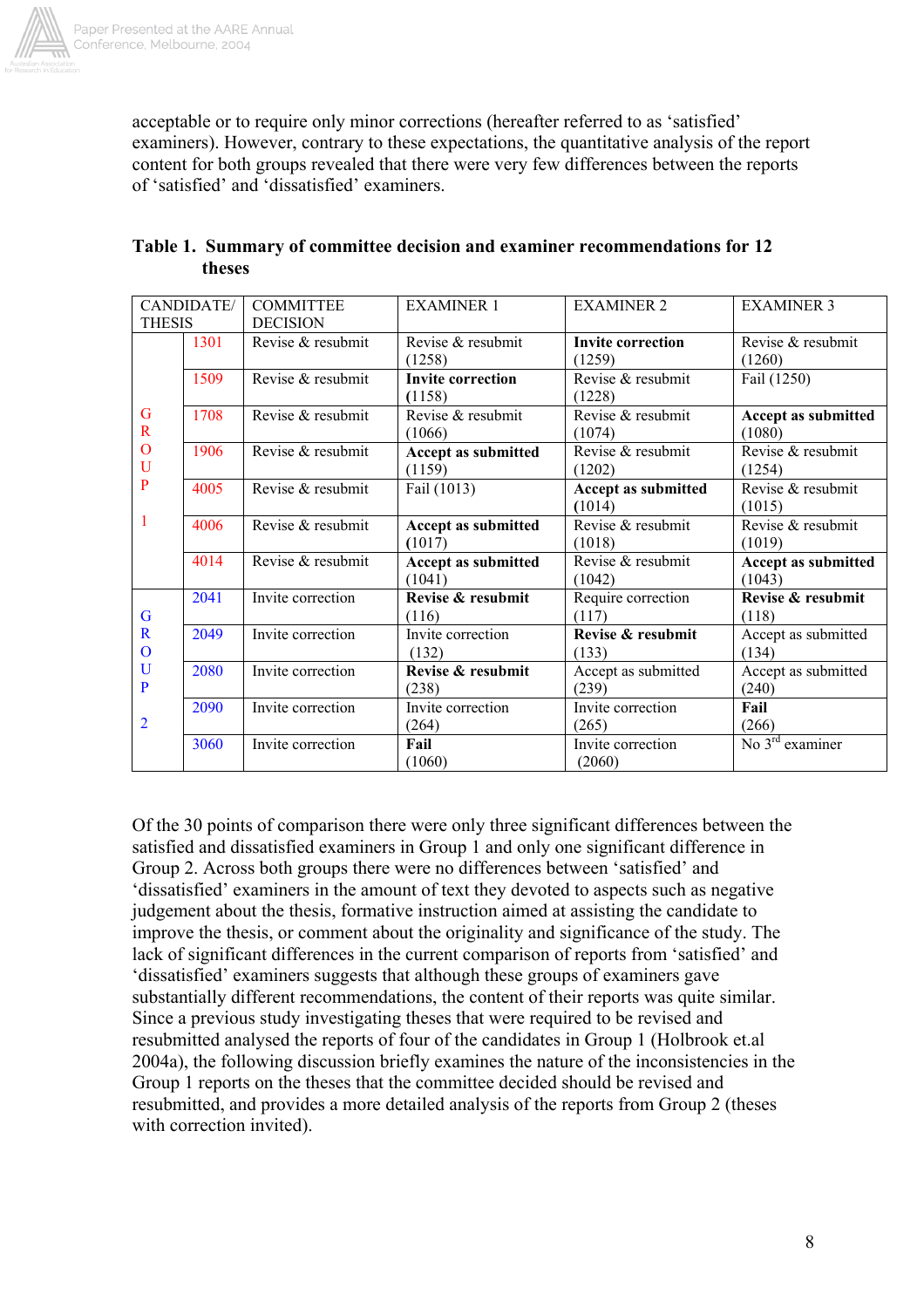acceptable or to require only minor corrections (hereafter referred to as 'satisfied' examiners). However, contrary to these expectations, the quantitative analysis of the report content for both groups revealed that there were very few differences between the reports of 'satisfied' and 'dissatisfied' examiners.

**Table 1. Summary of committee decision and examiner recommendations for 12 theses**

| CANDIDATE/ THESIS | | COMMITTEE DECISION | EXAMINER 1 | EXAMINER 2 | EXAMINER 3 |
|---|---|---|---|---|---|
| GROUP 1 | 1301 | Revise & resubmit | Revise & resubmit (1258) | **Invite correction** (1259) | Revise & resubmit (1260) |
| | 1509 | Revise & resubmit | **Invite correction** (1158) | Revise & resubmit (1228) | Fail (1250) |
| | 1708 | Revise & resubmit | Revise & resubmit (1066) | Revise & resubmit (1074) | **Accept as submitted** (1080) |
| | 1906 | Revise & resubmit | **Accept as submitted** (1159) | Revise & resubmit (1202) | Revise & resubmit (1254) |
| | 4005 | Revise & resubmit | Fail (1013) | **Accept as submitted** (1014) | Revise & resubmit (1015) |
| | 4006 | Revise & resubmit | **Accept as submitted** (1017) | Revise & resubmit (1018) | Revise & resubmit (1019) |
| | 4014 | Revise & resubmit | **Accept as submitted** (1041) | Revise & resubmit (1042) | **Accept as submitted** (1043) |
| GROUP 2 | 2041 | Invite correction | **Revise & resubmit** (116) | Require correction (117) | **Revise & resubmit** (118) |
| | 2049 | Invite correction | Invite correction (132) | **Revise & resubmit** (133) | Accept as submitted (134) |
| | 2080 | Invite correction | **Revise & resubmit** (238) | Accept as submitted (239) | Accept as submitted (240) |
| | 2090 | Invite correction | Invite correction (264) | Invite correction (265) | **Fail** (266) |
| | 3060 | Invite correction | **Fail** (1060) | Invite correction (2060) | No 3rd examiner |

Of the 30 points of comparison there were only three significant differences between the satisfied and dissatisfied examiners in Group 1 and only one significant difference in Group 2. Across both groups there were no differences between 'satisfied' and 'dissatisfied' examiners in the amount of text they devoted to aspects such as negative judgement about the thesis, formative instruction aimed at assisting the candidate to improve the thesis, or comment about the originality and significance of the study. The lack of significant differences in the current comparison of reports from 'satisfied' and 'dissatisfied' examiners suggests that although these groups of examiners gave substantially different recommendations, the content of their reports was quite similar. Since a previous study investigating theses that were required to be revised and resubmitted analysed the reports of four of the candidates in Group 1 (Holbrook et.al 2004a), the following discussion briefly examines the nature of the inconsistencies in the Group 1 reports on the theses that the committee decided should be revised and resubmitted, and provides a more detailed analysis of the reports from Group 2 (theses with correction invited).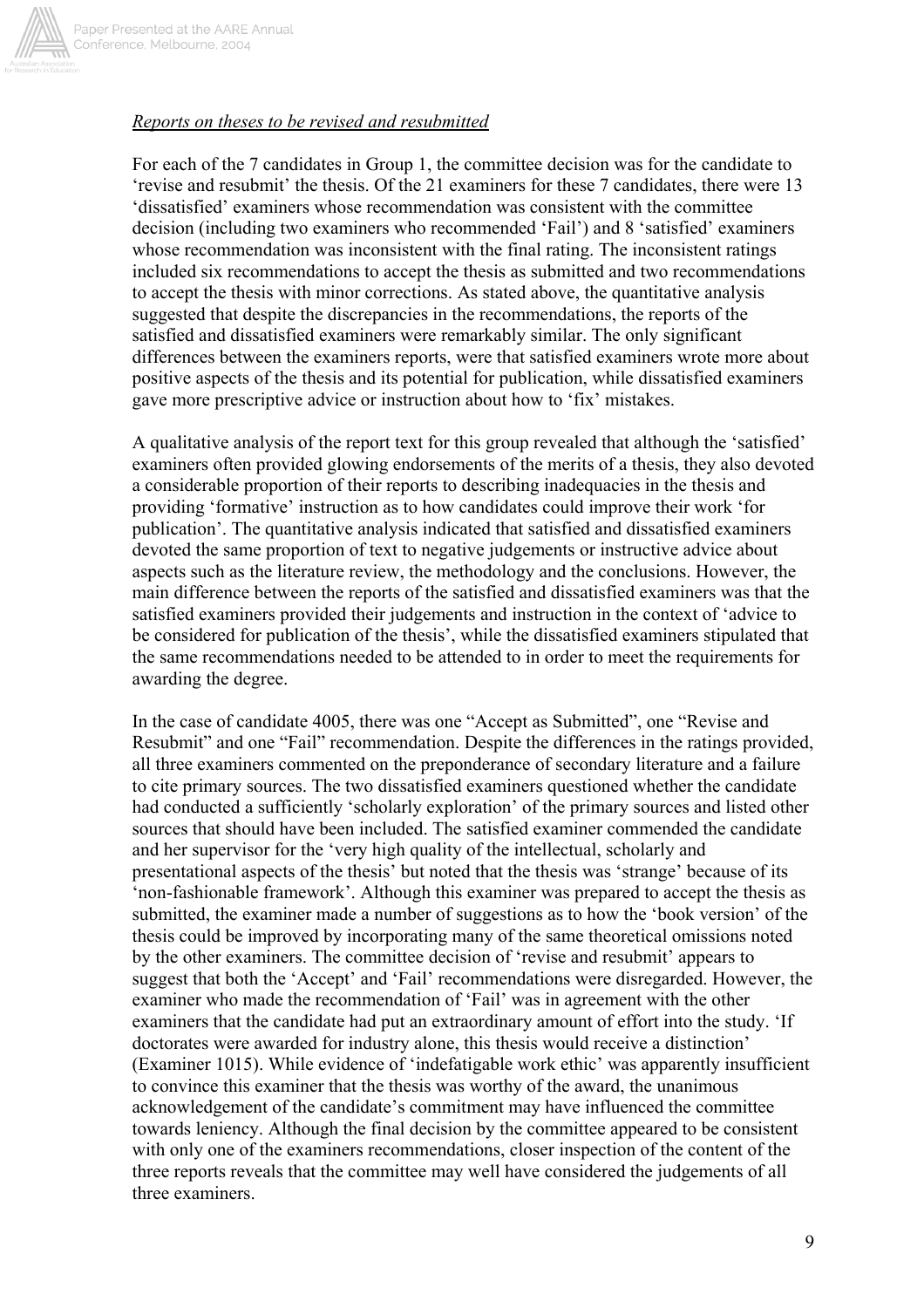*Reports on theses to be revised and resubmitted*

For each of the 7 candidates in Group 1, the committee decision was for the candidate to 'revise and resubmit' the thesis. Of the 21 examiners for these 7 candidates, there were 13 'dissatisfied' examiners whose recommendation was consistent with the committee decision (including two examiners who recommended 'Fail') and 8 'satisfied' examiners whose recommendation was inconsistent with the final rating. The inconsistent ratings included six recommendations to accept the thesis as submitted and two recommendations to accept the thesis with minor corrections. As stated above, the quantitative analysis suggested that despite the discrepancies in the recommendations, the reports of the satisfied and dissatisfied examiners were remarkably similar. The only significant differences between the examiners reports, were that satisfied examiners wrote more about positive aspects of the thesis and its potential for publication, while dissatisfied examiners gave more prescriptive advice or instruction about how to 'fix' mistakes.

A qualitative analysis of the report text for this group revealed that although the 'satisfied' examiners often provided glowing endorsements of the merits of a thesis, they also devoted a considerable proportion of their reports to describing inadequacies in the thesis and providing 'formative' instruction as to how candidates could improve their work 'for publication'. The quantitative analysis indicated that satisfied and dissatisfied examiners devoted the same proportion of text to negative judgements or instructive advice about aspects such as the literature review, the methodology and the conclusions. However, the main difference between the reports of the satisfied and dissatisfied examiners was that the satisfied examiners provided their judgements and instruction in the context of 'advice to be considered for publication of the thesis', while the dissatisfied examiners stipulated that the same recommendations needed to be attended to in order to meet the requirements for awarding the degree.

In the case of candidate 4005, there was one "Accept as Submitted", one "Revise and Resubmit" and one "Fail" recommendation. Despite the differences in the ratings provided, all three examiners commented on the preponderance of secondary literature and a failure to cite primary sources. The two dissatisfied examiners questioned whether the candidate had conducted a sufficiently 'scholarly exploration' of the primary sources and listed other sources that should have been included. The satisfied examiner commended the candidate and her supervisor for the 'very high quality of the intellectual, scholarly and presentational aspects of the thesis' but noted that the thesis was 'strange' because of its 'non-fashionable framework'. Although this examiner was prepared to accept the thesis as submitted, the examiner made a number of suggestions as to how the 'book version' of the thesis could be improved by incorporating many of the same theoretical omissions noted by the other examiners. The committee decision of 'revise and resubmit' appears to suggest that both the 'Accept' and 'Fail' recommendations were disregarded. However, the examiner who made the recommendation of 'Fail' was in agreement with the other examiners that the candidate had put an extraordinary amount of effort into the study. 'If doctorates were awarded for industry alone, this thesis would receive a distinction' (Examiner 1015). While evidence of 'indefatigable work ethic' was apparently insufficient to convince this examiner that the thesis was worthy of the award, the unanimous acknowledgement of the candidate's commitment may have influenced the committee towards leniency. Although the final decision by the committee appeared to be consistent with only one of the examiners recommendations, closer inspection of the content of the three reports reveals that the committee may well have considered the judgements of all three examiners.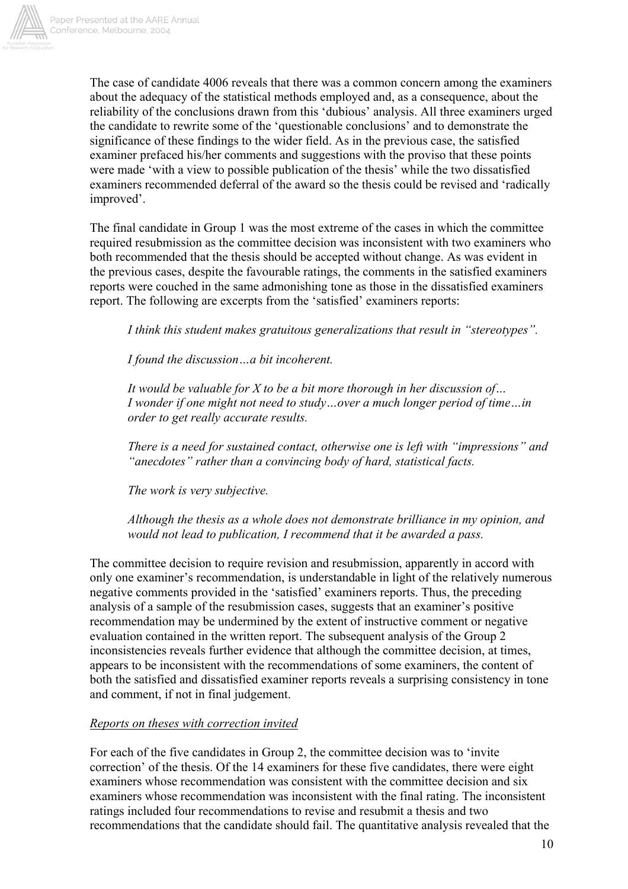The case of candidate 4006 reveals that there was a common concern among the examiners about the adequacy of the statistical methods employed and, as a consequence, about the reliability of the conclusions drawn from this 'dubious' analysis. All three examiners urged the candidate to rewrite some of the 'questionable conclusions' and to demonstrate the significance of these findings to the wider field. As in the previous case, the satisfied examiner prefaced his/her comments and suggestions with the proviso that these points were made 'with a view to possible publication of the thesis' while the two dissatisfied examiners recommended deferral of the award so the thesis could be revised and 'radically improved'.

The final candidate in Group 1 was the most extreme of the cases in which the committee required resubmission as the committee decision was inconsistent with two examiners who both recommended that the thesis should be accepted without change. As was evident in the previous cases, despite the favourable ratings, the comments in the satisfied examiners reports were couched in the same admonishing tone as those in the dissatisfied examiners report. The following are excerpts from the 'satisfied' examiners reports:

> *I think this student makes gratuitous generalizations that result in "stereotypes".*
>
> *I found the discussion…a bit incoherent.*
>
> *It would be valuable for X to be a bit more thorough in her discussion of…*
> *I wonder if one might not need to study…over a much longer period of time…in order to get really accurate results.*
>
> *There is a need for sustained contact, otherwise one is left with "impressions" and "anecdotes" rather than a convincing body of hard, statistical facts.*
>
> *The work is very subjective.*
>
> *Although the thesis as a whole does not demonstrate brilliance in my opinion, and would not lead to publication, I recommend that it be awarded a pass.*

The committee decision to require revision and resubmission, apparently in accord with only one examiner's recommendation, is understandable in light of the relatively numerous negative comments provided in the 'satisfied' examiners reports. Thus, the preceding analysis of a sample of the resubmission cases, suggests that an examiner's positive recommendation may be undermined by the extent of instructive comment or negative evaluation contained in the written report. The subsequent analysis of the Group 2 inconsistencies reveals further evidence that although the committee decision, at times, appears to be inconsistent with the recommendations of some examiners, the content of both the satisfied and dissatisfied examiner reports reveals a surprising consistency in tone and comment, if not in final judgement.

<u>*Reports on theses with correction invited*</u>

For each of the five candidates in Group 2, the committee decision was to 'invite correction' of the thesis. Of the 14 examiners for these five candidates, there were eight examiners whose recommendation was consistent with the committee decision and six examiners whose recommendation was inconsistent with the final rating. The inconsistent ratings included four recommendations to revise and resubmit a thesis and two recommendations that the candidate should fail. The quantitative analysis revealed that the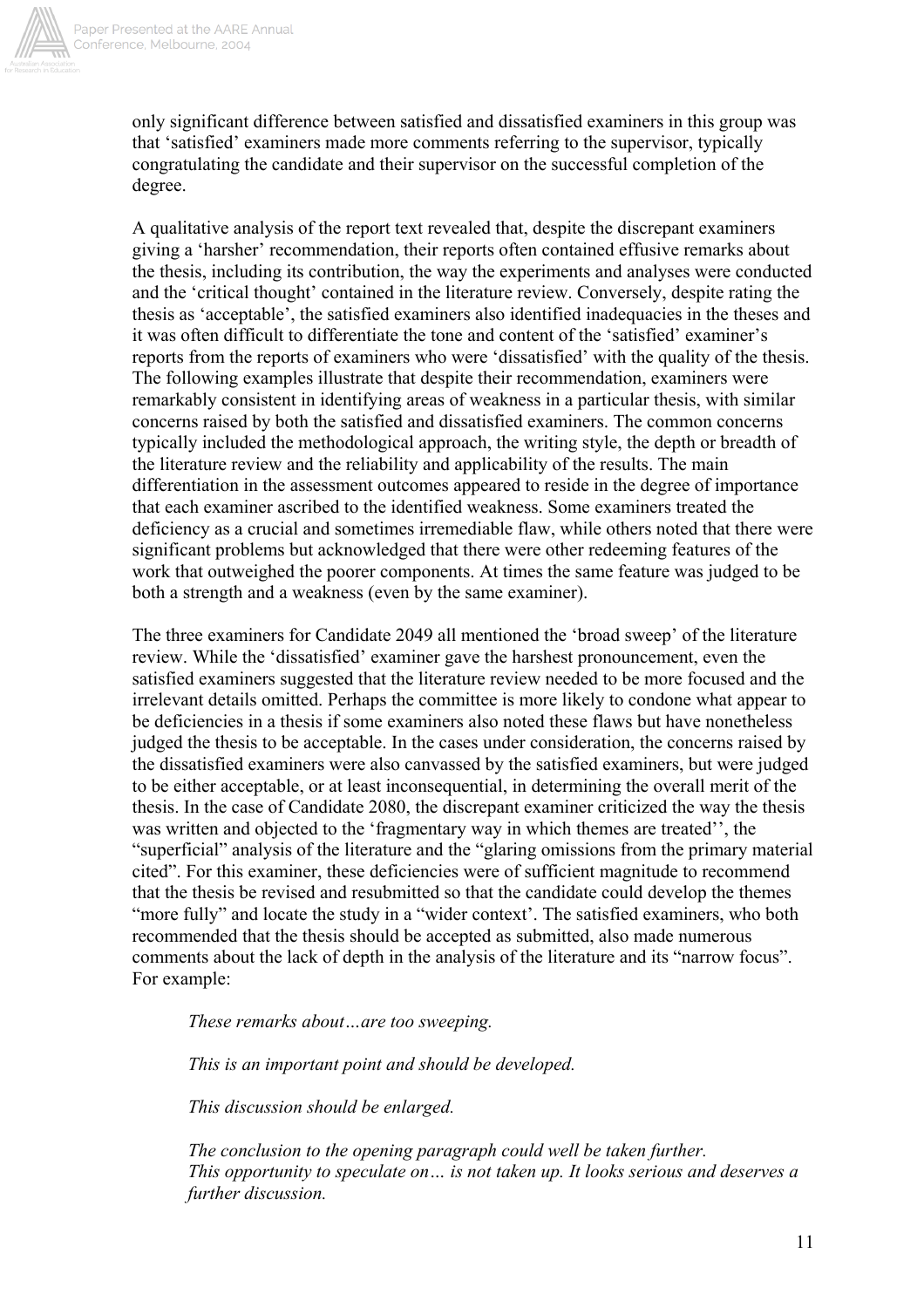only significant difference between satisfied and dissatisfied examiners in this group was that 'satisfied' examiners made more comments referring to the supervisor, typically congratulating the candidate and their supervisor on the successful completion of the degree.

A qualitative analysis of the report text revealed that, despite the discrepant examiners giving a 'harsher' recommendation, their reports often contained effusive remarks about the thesis, including its contribution, the way the experiments and analyses were conducted and the 'critical thought' contained in the literature review. Conversely, despite rating the thesis as 'acceptable', the satisfied examiners also identified inadequacies in the theses and it was often difficult to differentiate the tone and content of the 'satisfied' examiner's reports from the reports of examiners who were 'dissatisfied' with the quality of the thesis. The following examples illustrate that despite their recommendation, examiners were remarkably consistent in identifying areas of weakness in a particular thesis, with similar concerns raised by both the satisfied and dissatisfied examiners. The common concerns typically included the methodological approach, the writing style, the depth or breadth of the literature review and the reliability and applicability of the results. The main differentiation in the assessment outcomes appeared to reside in the degree of importance that each examiner ascribed to the identified weakness. Some examiners treated the deficiency as a crucial and sometimes irremediable flaw, while others noted that there were significant problems but acknowledged that there were other redeeming features of the work that outweighed the poorer components. At times the same feature was judged to be both a strength and a weakness (even by the same examiner).

The three examiners for Candidate 2049 all mentioned the 'broad sweep' of the literature review. While the 'dissatisfied' examiner gave the harshest pronouncement, even the satisfied examiners suggested that the literature review needed to be more focused and the irrelevant details omitted. Perhaps the committee is more likely to condone what appear to be deficiencies in a thesis if some examiners also noted these flaws but have nonetheless judged the thesis to be acceptable. In the cases under consideration, the concerns raised by the dissatisfied examiners were also canvassed by the satisfied examiners, but were judged to be either acceptable, or at least inconsequential, in determining the overall merit of the thesis. In the case of Candidate 2080, the discrepant examiner criticized the way the thesis was written and objected to the 'fragmentary way in which themes are treated'', the "superficial" analysis of the literature and the "glaring omissions from the primary material cited". For this examiner, these deficiencies were of sufficient magnitude to recommend that the thesis be revised and resubmitted so that the candidate could develop the themes "more fully" and locate the study in a "wider context'. The satisfied examiners, who both recommended that the thesis should be accepted as submitted, also made numerous comments about the lack of depth in the analysis of the literature and its "narrow focus". For example:

> *These remarks about…are too sweeping.*
>
> *This is an important point and should be developed.*
>
> *This discussion should be enlarged.*
>
> *The conclusion to the opening paragraph could well be taken further.*
> *This opportunity to speculate on… is not taken up. It looks serious and deserves a further discussion.*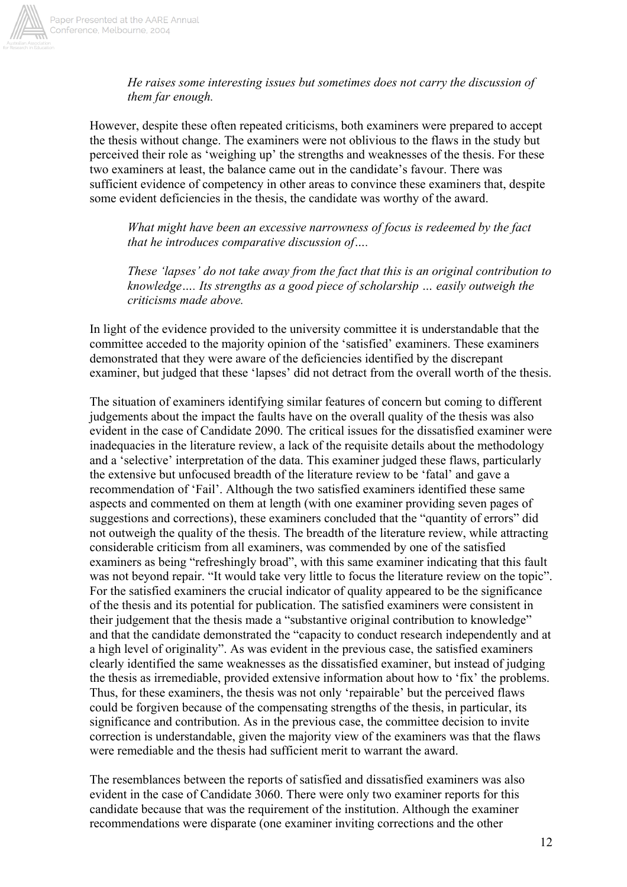*He raises some interesting issues but sometimes does not carry the discussion of them far enough.*

However, despite these often repeated criticisms, both examiners were prepared to accept the thesis without change. The examiners were not oblivious to the flaws in the study but perceived their role as 'weighing up' the strengths and weaknesses of the thesis. For these two examiners at least, the balance came out in the candidate's favour. There was sufficient evidence of competency in other areas to convince these examiners that, despite some evident deficiencies in the thesis, the candidate was worthy of the award.

*What might have been an excessive narrowness of focus is redeemed by the fact that he introduces comparative discussion of….*

*These 'lapses' do not take away from the fact that this is an original contribution to knowledge…. Its strengths as a good piece of scholarship … easily outweigh the criticisms made above.*

In light of the evidence provided to the university committee it is understandable that the committee acceded to the majority opinion of the 'satisfied' examiners. These examiners demonstrated that they were aware of the deficiencies identified by the discrepant examiner, but judged that these 'lapses' did not detract from the overall worth of the thesis.

The situation of examiners identifying similar features of concern but coming to different judgements about the impact the faults have on the overall quality of the thesis was also evident in the case of Candidate 2090. The critical issues for the dissatisfied examiner were inadequacies in the literature review, a lack of the requisite details about the methodology and a 'selective' interpretation of the data. This examiner judged these flaws, particularly the extensive but unfocused breadth of the literature review to be 'fatal' and gave a recommendation of 'Fail'. Although the two satisfied examiners identified these same aspects and commented on them at length (with one examiner providing seven pages of suggestions and corrections), these examiners concluded that the "quantity of errors" did not outweigh the quality of the thesis. The breadth of the literature review, while attracting considerable criticism from all examiners, was commended by one of the satisfied examiners as being "refreshingly broad", with this same examiner indicating that this fault was not beyond repair. "It would take very little to focus the literature review on the topic". For the satisfied examiners the crucial indicator of quality appeared to be the significance of the thesis and its potential for publication. The satisfied examiners were consistent in their judgement that the thesis made a "substantive original contribution to knowledge" and that the candidate demonstrated the "capacity to conduct research independently and at a high level of originality". As was evident in the previous case, the satisfied examiners clearly identified the same weaknesses as the dissatisfied examiner, but instead of judging the thesis as irremediable, provided extensive information about how to 'fix' the problems. Thus, for these examiners, the thesis was not only 'repairable' but the perceived flaws could be forgiven because of the compensating strengths of the thesis, in particular, its significance and contribution. As in the previous case, the committee decision to invite correction is understandable, given the majority view of the examiners was that the flaws were remediable and the thesis had sufficient merit to warrant the award.

The resemblances between the reports of satisfied and dissatisfied examiners was also evident in the case of Candidate 3060. There were only two examiner reports for this candidate because that was the requirement of the institution. Although the examiner recommendations were disparate (one examiner inviting corrections and the other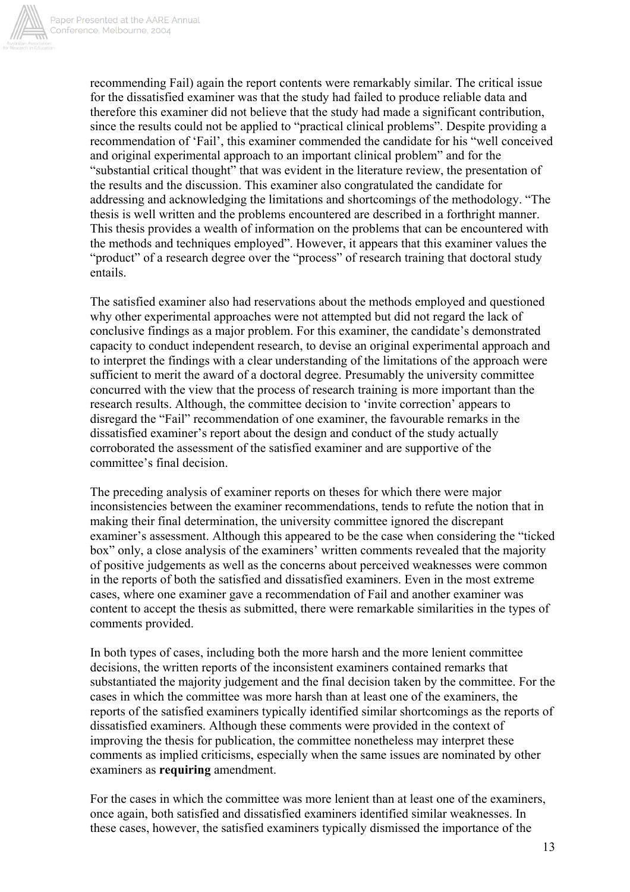recommending Fail) again the report contents were remarkably similar. The critical issue for the dissatisfied examiner was that the study had failed to produce reliable data and therefore this examiner did not believe that the study had made a significant contribution, since the results could not be applied to "practical clinical problems". Despite providing a recommendation of 'Fail', this examiner commended the candidate for his "well conceived and original experimental approach to an important clinical problem" and for the "substantial critical thought" that was evident in the literature review, the presentation of the results and the discussion. This examiner also congratulated the candidate for addressing and acknowledging the limitations and shortcomings of the methodology. "The thesis is well written and the problems encountered are described in a forthright manner. This thesis provides a wealth of information on the problems that can be encountered with the methods and techniques employed". However, it appears that this examiner values the "product" of a research degree over the "process" of research training that doctoral study entails.

The satisfied examiner also had reservations about the methods employed and questioned why other experimental approaches were not attempted but did not regard the lack of conclusive findings as a major problem. For this examiner, the candidate's demonstrated capacity to conduct independent research, to devise an original experimental approach and to interpret the findings with a clear understanding of the limitations of the approach were sufficient to merit the award of a doctoral degree. Presumably the university committee concurred with the view that the process of research training is more important than the research results. Although, the committee decision to 'invite correction' appears to disregard the "Fail" recommendation of one examiner, the favourable remarks in the dissatisfied examiner's report about the design and conduct of the study actually corroborated the assessment of the satisfied examiner and are supportive of the committee's final decision.

The preceding analysis of examiner reports on theses for which there were major inconsistencies between the examiner recommendations, tends to refute the notion that in making their final determination, the university committee ignored the discrepant examiner's assessment. Although this appeared to be the case when considering the "ticked box" only, a close analysis of the examiners' written comments revealed that the majority of positive judgements as well as the concerns about perceived weaknesses were common in the reports of both the satisfied and dissatisfied examiners. Even in the most extreme cases, where one examiner gave a recommendation of Fail and another examiner was content to accept the thesis as submitted, there were remarkable similarities in the types of comments provided.

In both types of cases, including both the more harsh and the more lenient committee decisions, the written reports of the inconsistent examiners contained remarks that substantiated the majority judgement and the final decision taken by the committee. For the cases in which the committee was more harsh than at least one of the examiners, the reports of the satisfied examiners typically identified similar shortcomings as the reports of dissatisfied examiners. Although these comments were provided in the context of improving the thesis for publication, the committee nonetheless may interpret these comments as implied criticisms, especially when the same issues are nominated by other examiners as **requiring** amendment.

For the cases in which the committee was more lenient than at least one of the examiners, once again, both satisfied and dissatisfied examiners identified similar weaknesses. In these cases, however, the satisfied examiners typically dismissed the importance of the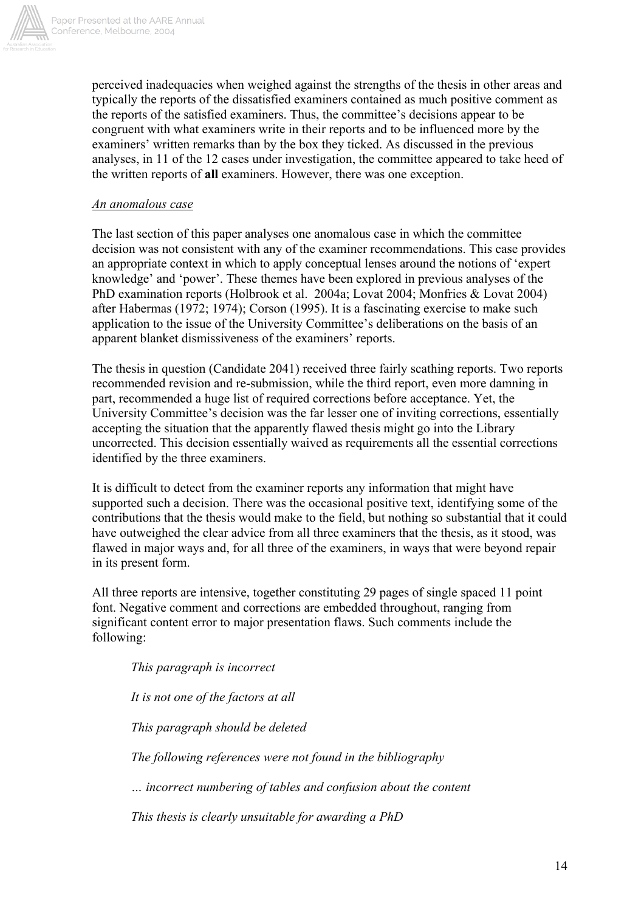perceived inadequacies when weighed against the strengths of the thesis in other areas and typically the reports of the dissatisfied examiners contained as much positive comment as the reports of the satisfied examiners. Thus, the committee's decisions appear to be congruent with what examiners write in their reports and to be influenced more by the examiners' written remarks than by the box they ticked. As discussed in the previous analyses, in 11 of the 12 cases under investigation, the committee appeared to take heed of the written reports of **all** examiners. However, there was one exception.

### *An anomalous case*

The last section of this paper analyses one anomalous case in which the committee decision was not consistent with any of the examiner recommendations. This case provides an appropriate context in which to apply conceptual lenses around the notions of 'expert knowledge' and 'power'. These themes have been explored in previous analyses of the PhD examination reports (Holbrook et al. 2004a; Lovat 2004; Monfries & Lovat 2004) after Habermas (1972; 1974); Corson (1995). It is a fascinating exercise to make such application to the issue of the University Committee's deliberations on the basis of an apparent blanket dismissiveness of the examiners' reports.

The thesis in question (Candidate 2041) received three fairly scathing reports. Two reports recommended revision and re-submission, while the third report, even more damning in part, recommended a huge list of required corrections before acceptance. Yet, the University Committee's decision was the far lesser one of inviting corrections, essentially accepting the situation that the apparently flawed thesis might go into the Library uncorrected. This decision essentially waived as requirements all the essential corrections identified by the three examiners.

It is difficult to detect from the examiner reports any information that might have supported such a decision. There was the occasional positive text, identifying some of the contributions that the thesis would make to the field, but nothing so substantial that it could have outweighed the clear advice from all three examiners that the thesis, as it stood, was flawed in major ways and, for all three of the examiners, in ways that were beyond repair in its present form.

All three reports are intensive, together constituting 29 pages of single spaced 11 point font. Negative comment and corrections are embedded throughout, ranging from significant content error to major presentation flaws. Such comments include the following:

> *This paragraph is incorrect*
>
> *It is not one of the factors at all*
>
> *This paragraph should be deleted*
>
> *The following references were not found in the bibliography*
>
> *… incorrect numbering of tables and confusion about the content*
>
> *This thesis is clearly unsuitable for awarding a PhD*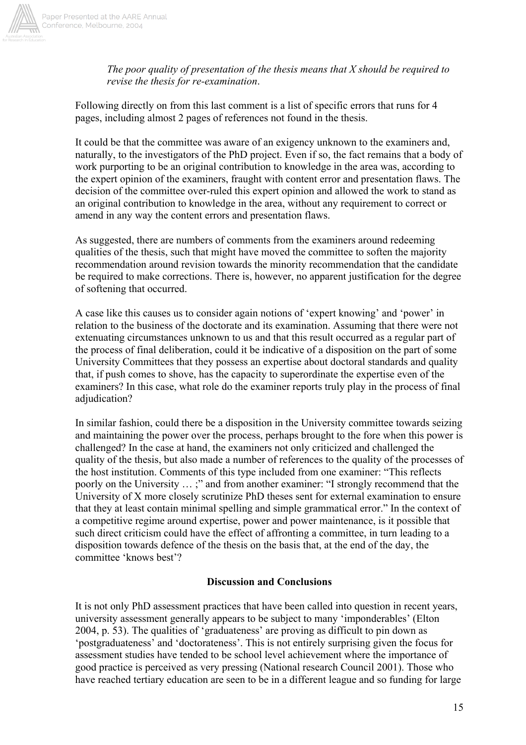*The poor quality of presentation of the thesis means that X should be required to revise the thesis for re-examination*.

Following directly on from this last comment is a list of specific errors that runs for 4 pages, including almost 2 pages of references not found in the thesis.

It could be that the committee was aware of an exigency unknown to the examiners and, naturally, to the investigators of the PhD project. Even if so, the fact remains that a body of work purporting to be an original contribution to knowledge in the area was, according to the expert opinion of the examiners, fraught with content error and presentation flaws. The decision of the committee over-ruled this expert opinion and allowed the work to stand as an original contribution to knowledge in the area, without any requirement to correct or amend in any way the content errors and presentation flaws.

As suggested, there are numbers of comments from the examiners around redeeming qualities of the thesis, such that might have moved the committee to soften the majority recommendation around revision towards the minority recommendation that the candidate be required to make corrections. There is, however, no apparent justification for the degree of softening that occurred.

A case like this causes us to consider again notions of 'expert knowing' and 'power' in relation to the business of the doctorate and its examination. Assuming that there were not extenuating circumstances unknown to us and that this result occurred as a regular part of the process of final deliberation, could it be indicative of a disposition on the part of some University Committees that they possess an expertise about doctoral standards and quality that, if push comes to shove, has the capacity to superordinate the expertise even of the examiners? In this case, what role do the examiner reports truly play in the process of final adjudication?

In similar fashion, could there be a disposition in the University committee towards seizing and maintaining the power over the process, perhaps brought to the fore when this power is challenged? In the case at hand, the examiners not only criticized and challenged the quality of the thesis, but also made a number of references to the quality of the processes of the host institution. Comments of this type included from one examiner: "This reflects poorly on the University … ;" and from another examiner: "I strongly recommend that the University of X more closely scrutinize PhD theses sent for external examination to ensure that they at least contain minimal spelling and simple grammatical error." In the context of a competitive regime around expertise, power and power maintenance, is it possible that such direct criticism could have the effect of affronting a committee, in turn leading to a disposition towards defence of the thesis on the basis that, at the end of the day, the committee 'knows best'?

## Discussion and Conclusions

It is not only PhD assessment practices that have been called into question in recent years, university assessment generally appears to be subject to many 'imponderables' (Elton 2004, p. 53). The qualities of 'graduateness' are proving as difficult to pin down as 'postgraduateness' and 'doctorateness'. This is not entirely surprising given the focus for assessment studies have tended to be school level achievement where the importance of good practice is perceived as very pressing (National research Council 2001). Those who have reached tertiary education are seen to be in a different league and so funding for large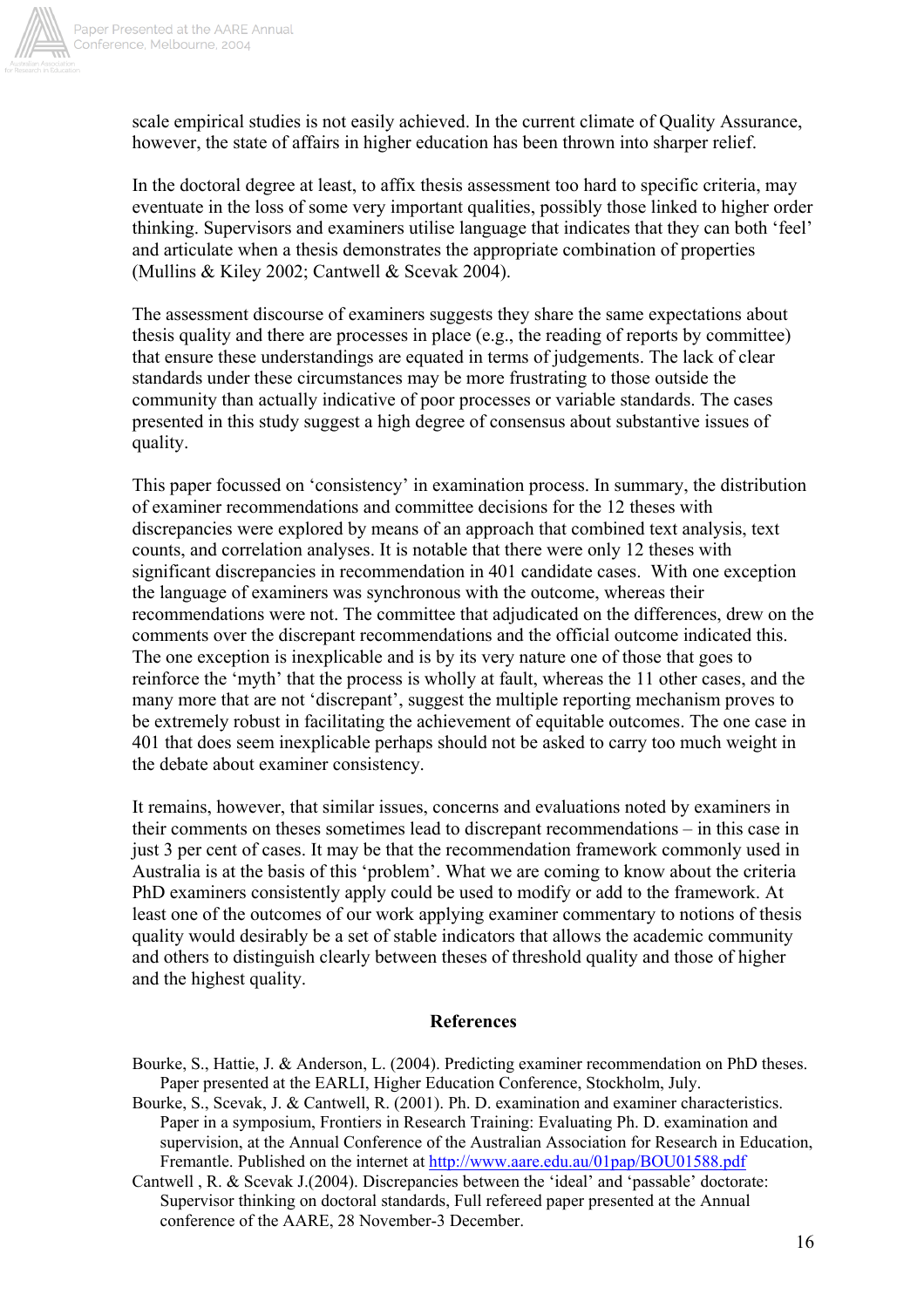scale empirical studies is not easily achieved. In the current climate of Quality Assurance, however, the state of affairs in higher education has been thrown into sharper relief.

In the doctoral degree at least, to affix thesis assessment too hard to specific criteria, may eventuate in the loss of some very important qualities, possibly those linked to higher order thinking. Supervisors and examiners utilise language that indicates that they can both 'feel' and articulate when a thesis demonstrates the appropriate combination of properties (Mullins & Kiley 2002; Cantwell & Scevak 2004).

The assessment discourse of examiners suggests they share the same expectations about thesis quality and there are processes in place (e.g., the reading of reports by committee) that ensure these understandings are equated in terms of judgements. The lack of clear standards under these circumstances may be more frustrating to those outside the community than actually indicative of poor processes or variable standards. The cases presented in this study suggest a high degree of consensus about substantive issues of quality.

This paper focussed on 'consistency' in examination process. In summary, the distribution of examiner recommendations and committee decisions for the 12 theses with discrepancies were explored by means of an approach that combined text analysis, text counts, and correlation analyses. It is notable that there were only 12 theses with significant discrepancies in recommendation in 401 candidate cases. With one exception the language of examiners was synchronous with the outcome, whereas their recommendations were not. The committee that adjudicated on the differences, drew on the comments over the discrepant recommendations and the official outcome indicated this. The one exception is inexplicable and is by its very nature one of those that goes to reinforce the 'myth' that the process is wholly at fault, whereas the 11 other cases, and the many more that are not 'discrepant', suggest the multiple reporting mechanism proves to be extremely robust in facilitating the achievement of equitable outcomes. The one case in 401 that does seem inexplicable perhaps should not be asked to carry too much weight in the debate about examiner consistency.

It remains, however, that similar issues, concerns and evaluations noted by examiners in their comments on theses sometimes lead to discrepant recommendations – in this case in just 3 per cent of cases. It may be that the recommendation framework commonly used in Australia is at the basis of this 'problem'. What we are coming to know about the criteria PhD examiners consistently apply could be used to modify or add to the framework. At least one of the outcomes of our work applying examiner commentary to notions of thesis quality would desirably be a set of stable indicators that allows the academic community and others to distinguish clearly between theses of threshold quality and those of higher and the highest quality.

## References

Bourke, S., Hattie, J. & Anderson, L. (2004). Predicting examiner recommendation on PhD theses. Paper presented at the EARLI, Higher Education Conference, Stockholm, July.

Bourke, S., Scevak, J. & Cantwell, R. (2001). Ph. D. examination and examiner characteristics. Paper in a symposium, Frontiers in Research Training: Evaluating Ph. D. examination and supervision, at the Annual Conference of the Australian Association for Research in Education, Fremantle. Published on the internet at http://www.aare.edu.au/01pap/BOU01588.pdf

Cantwell , R. & Scevak J.(2004). Discrepancies between the 'ideal' and 'passable' doctorate: Supervisor thinking on doctoral standards, Full refereed paper presented at the Annual conference of the AARE, 28 November-3 December.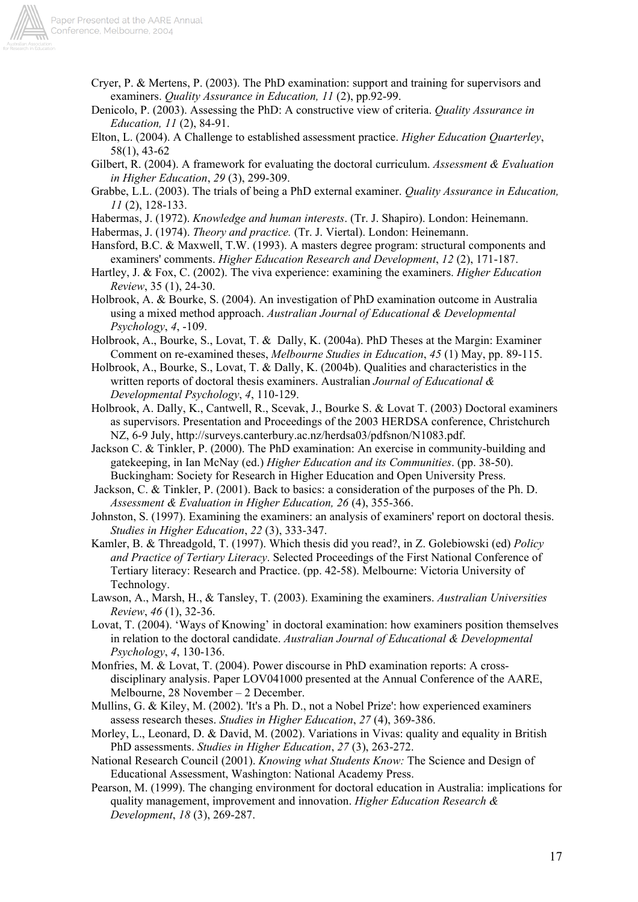Cryer, P. & Mertens, P. (2003). The PhD examination: support and training for supervisors and examiners. *Quality Assurance in Education, 11* (2), pp.92-99.

Denicolo, P. (2003). Assessing the PhD: A constructive view of criteria. *Quality Assurance in Education, 11* (2), 84-91.

Elton, L. (2004). A Challenge to established assessment practice. *Higher Education Quarterley*, 58(1), 43-62

Gilbert, R. (2004). A framework for evaluating the doctoral curriculum. *Assessment & Evaluation in Higher Education*, *29* (3), 299-309.

Grabbe, L.L. (2003). The trials of being a PhD external examiner. *Quality Assurance in Education, 11* (2), 128-133.

Habermas, J. (1972). *Knowledge and human interests*. (Tr. J. Shapiro). London: Heinemann.

Habermas, J. (1974). *Theory and practice.* (Tr. J. Viertal). London: Heinemann.

Hansford, B.C. & Maxwell, T.W. (1993). A masters degree program: structural components and examiners' comments. *Higher Education Research and Development*, *12* (2), 171-187.

Hartley, J. & Fox, C. (2002). The viva experience: examining the examiners. *Higher Education Review*, 35 (1), 24-30.

Holbrook, A. & Bourke, S. (2004). An investigation of PhD examination outcome in Australia using a mixed method approach. *Australian Journal of Educational & Developmental Psychology*, *4*, -109.

Holbrook, A., Bourke, S., Lovat, T. & Dally, K. (2004a). PhD Theses at the Margin: Examiner Comment on re-examined theses, *Melbourne Studies in Education*, *45* (1) May, pp. 89-115.

Holbrook, A., Bourke, S., Lovat, T. & Dally, K. (2004b). Qualities and characteristics in the written reports of doctoral thesis examiners. Australian *Journal of Educational & Developmental Psychology*, *4*, 110-129.

Holbrook, A. Dally, K., Cantwell, R., Scevak, J., Bourke S. & Lovat T. (2003) Doctoral examiners as supervisors. Presentation and Proceedings of the 2003 HERDSA conference, Christchurch NZ, 6-9 July, http://surveys.canterbury.ac.nz/herdsa03/pdfsnon/N1083.pdf.

Jackson C. & Tinkler, P. (2000). The PhD examination: An exercise in community-building and gatekeeping, in Ian McNay (ed.) *Higher Education and its Communities*. (pp. 38-50). Buckingham: Society for Research in Higher Education and Open University Press.

Jackson, C. & Tinkler, P. (2001). Back to basics: a consideration of the purposes of the Ph. D. *Assessment & Evaluation in Higher Education, 26* (4), 355-366.

Johnston, S. (1997). Examining the examiners: an analysis of examiners' report on doctoral thesis. *Studies in Higher Education*, *22* (3), 333-347.

Kamler, B. & Threadgold, T. (1997). Which thesis did you read?, in Z. Golebiowski (ed) *Policy and Practice of Tertiary Literacy*. Selected Proceedings of the First National Conference of Tertiary literacy: Research and Practice. (pp. 42-58). Melbourne: Victoria University of Technology.

Lawson, A., Marsh, H., & Tansley, T. (2003). Examining the examiners. *Australian Universities Review*, *46* (1), 32-36.

Lovat, T. (2004). 'Ways of Knowing' in doctoral examination: how examiners position themselves in relation to the doctoral candidate. *Australian Journal of Educational & Developmental Psychology*, *4*, 130-136.

Monfries, M. & Lovat, T. (2004). Power discourse in PhD examination reports: A cross-disciplinary analysis. Paper LOV041000 presented at the Annual Conference of the AARE, Melbourne, 28 November – 2 December.

Mullins, G. & Kiley, M. (2002). 'It's a Ph. D., not a Nobel Prize': how experienced examiners assess research theses. *Studies in Higher Education*, *27* (4), 369-386.

Morley, L., Leonard, D. & David, M. (2002). Variations in Vivas: quality and equality in British PhD assessments. *Studies in Higher Education*, *27* (3), 263-272.

National Research Council (2001). *Knowing what Students Know:* The Science and Design of Educational Assessment, Washington: National Academy Press.

Pearson, M. (1999). The changing environment for doctoral education in Australia: implications for quality management, improvement and innovation. *Higher Education Research & Development*, *18* (3), 269-287.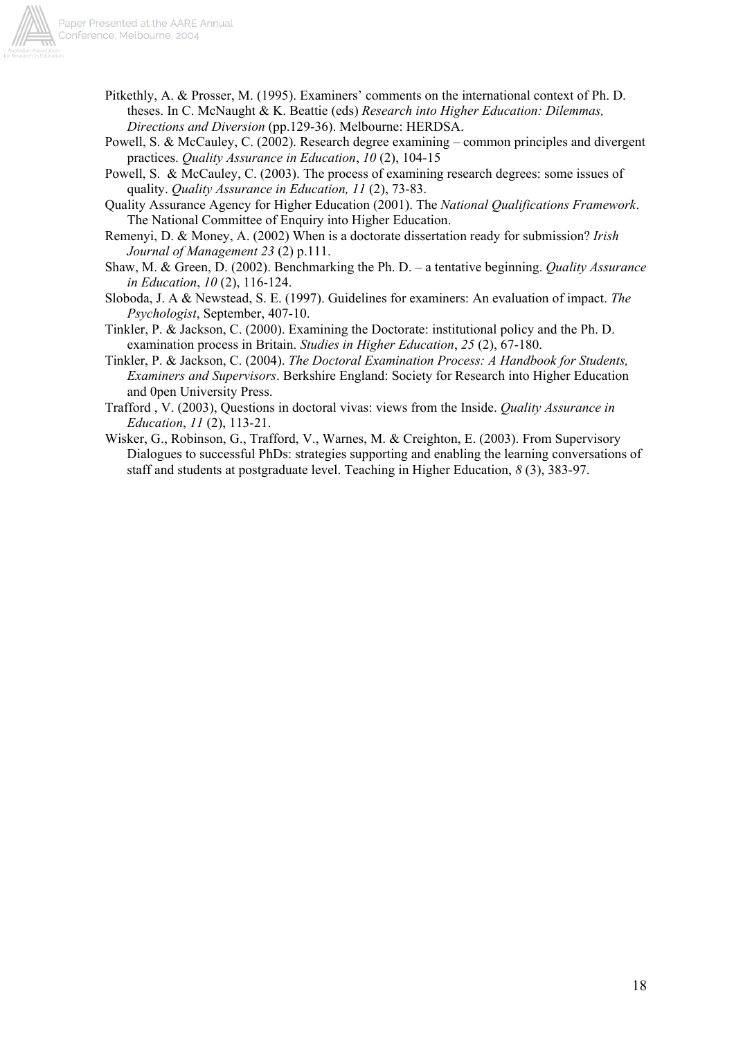Pitkethly, A. & Prosser, M. (1995). Examiners' comments on the international context of Ph. D. theses. In C. McNaught & K. Beattie (eds) *Research into Higher Education: Dilemmas, Directions and Diversion* (pp.129-36). Melbourne: HERDSA.

Powell, S. & McCauley, C. (2002). Research degree examining – common principles and divergent practices. *Quality Assurance in Education*, *10* (2), 104-15

Powell, S. & McCauley, C. (2003). The process of examining research degrees: some issues of quality. *Quality Assurance in Education, 11* (2), 73-83.

Quality Assurance Agency for Higher Education (2001). The *National Qualifications Framework*. The National Committee of Enquiry into Higher Education.

Remenyi, D. & Money, A. (2002) When is a doctorate dissertation ready for submission? *Irish Journal of Management 23* (2) p.111.

Shaw, M. & Green, D. (2002). Benchmarking the Ph. D. – a tentative beginning. *Quality Assurance in Education*, *10* (2), 116-124.

Sloboda, J. A & Newstead, S. E. (1997). Guidelines for examiners: An evaluation of impact. *The Psychologist*, September, 407-10.

Tinkler, P. & Jackson, C. (2000). Examining the Doctorate: institutional policy and the Ph. D. examination process in Britain. *Studies in Higher Education*, *25* (2), 67-180.

Tinkler, P. & Jackson, C. (2004). *The Doctoral Examination Process: A Handbook for Students, Examiners and Supervisors*. Berkshire England: Society for Research into Higher Education and 0pen University Press.

Trafford , V. (2003), Questions in doctoral vivas: views from the Inside. *Quality Assurance in Education*, *11* (2), 113-21.

Wisker, G., Robinson, G., Trafford, V., Warnes, M. & Creighton, E. (2003). From Supervisory Dialogues to successful PhDs: strategies supporting and enabling the learning conversations of staff and students at postgraduate level. Teaching in Higher Education, *8* (3), 383-97.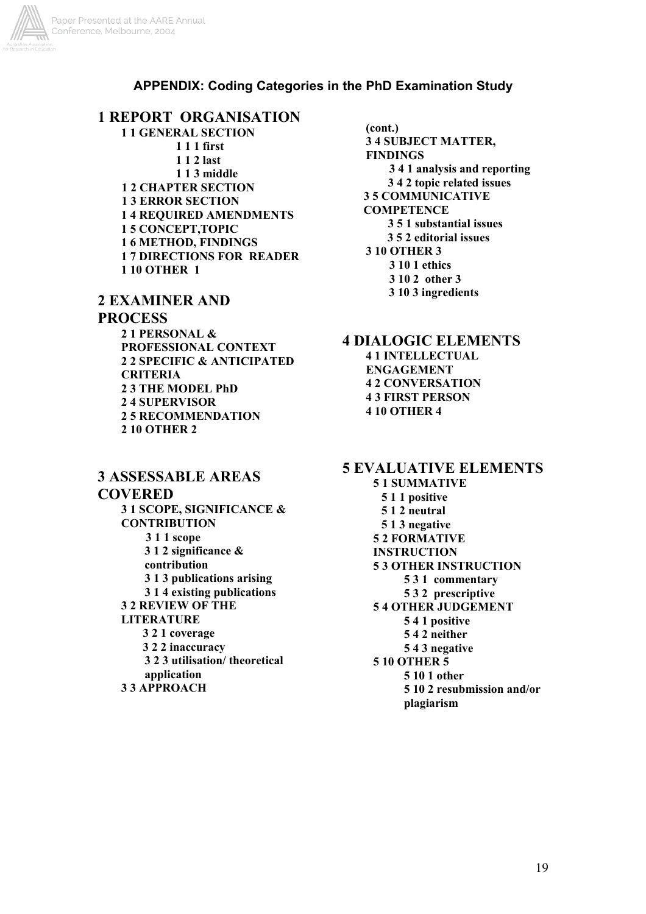### APPENDIX: Coding Categories in the PhD Examination Study

## 1 REPORT ORGANISATION

- **1 1 GENERAL SECTION**
  - **1 1 1 first**
  - **1 1 2 last**
  - **1 1 3 middle**
- **1 2 CHAPTER SECTION**
- **1 3 ERROR SECTION**
- **1 4 REQUIRED AMENDMENTS**
- **1 5 CONCEPT,TOPIC**
- **1 6 METHOD, FINDINGS**
- **1 7 DIRECTIONS FOR READER**
- **1 10 OTHER 1**

## 2 EXAMINER AND PROCESS

- **2 1 PERSONAL & PROFESSIONAL CONTEXT**
- **2 2 SPECIFIC & ANTICIPATED CRITERIA**
- **2 3 THE MODEL PhD**
- **2 4 SUPERVISOR**
- **2 5 RECOMMENDATION**
- **2 10 OTHER 2**

## 3 ASSESSABLE AREAS COVERED

- **3 1 SCOPE, SIGNIFICANCE & CONTRIBUTION**
  - **3 1 1 scope**
  - **3 1 2 significance & contribution**
  - **3 1 3 publications arising**
  - **3 1 4 existing publications**
- **3 2 REVIEW OF THE LITERATURE**
  - **3 2 1 coverage**
  - **3 2 2 inaccuracy**
  - **3 2 3 utilisation/ theoretical application**
- **3 3 APPROACH**

**(cont.)**

- **3 4 SUBJECT MATTER, FINDINGS**
  - **3 4 1 analysis and reporting**
  - **3 4 2 topic related issues**
- **3 5 COMMUNICATIVE COMPETENCE**
  - **3 5 1 substantial issues**
  - **3 5 2 editorial issues**
- **3 10 OTHER 3**
  - **3 10 1 ethics**
  - **3 10 2 other 3**
  - **3 10 3 ingredients**

## 4 DIALOGIC ELEMENTS

- **4 1 INTELLECTUAL ENGAGEMENT**
- **4 2 CONVERSATION**
- **4 3 FIRST PERSON**
- **4 10 OTHER 4**

## 5 EVALUATIVE ELEMENTS

- **5 1 SUMMATIVE**
  - **5 1 1 positive**
  - **5 1 2 neutral**
  - **5 1 3 negative**
- **5 2 FORMATIVE INSTRUCTION**
- **5 3 OTHER INSTRUCTION**
  - **5 3 1 commentary**
  - **5 3 2 prescriptive**
- **5 4 OTHER JUDGEMENT**
  - **5 4 1 positive**
  - **5 4 2 neither**
  - **5 4 3 negative**
- **5 10 OTHER 5**
  - **5 10 1 other**
  - **5 10 2 resubmission and/or plagiarism**